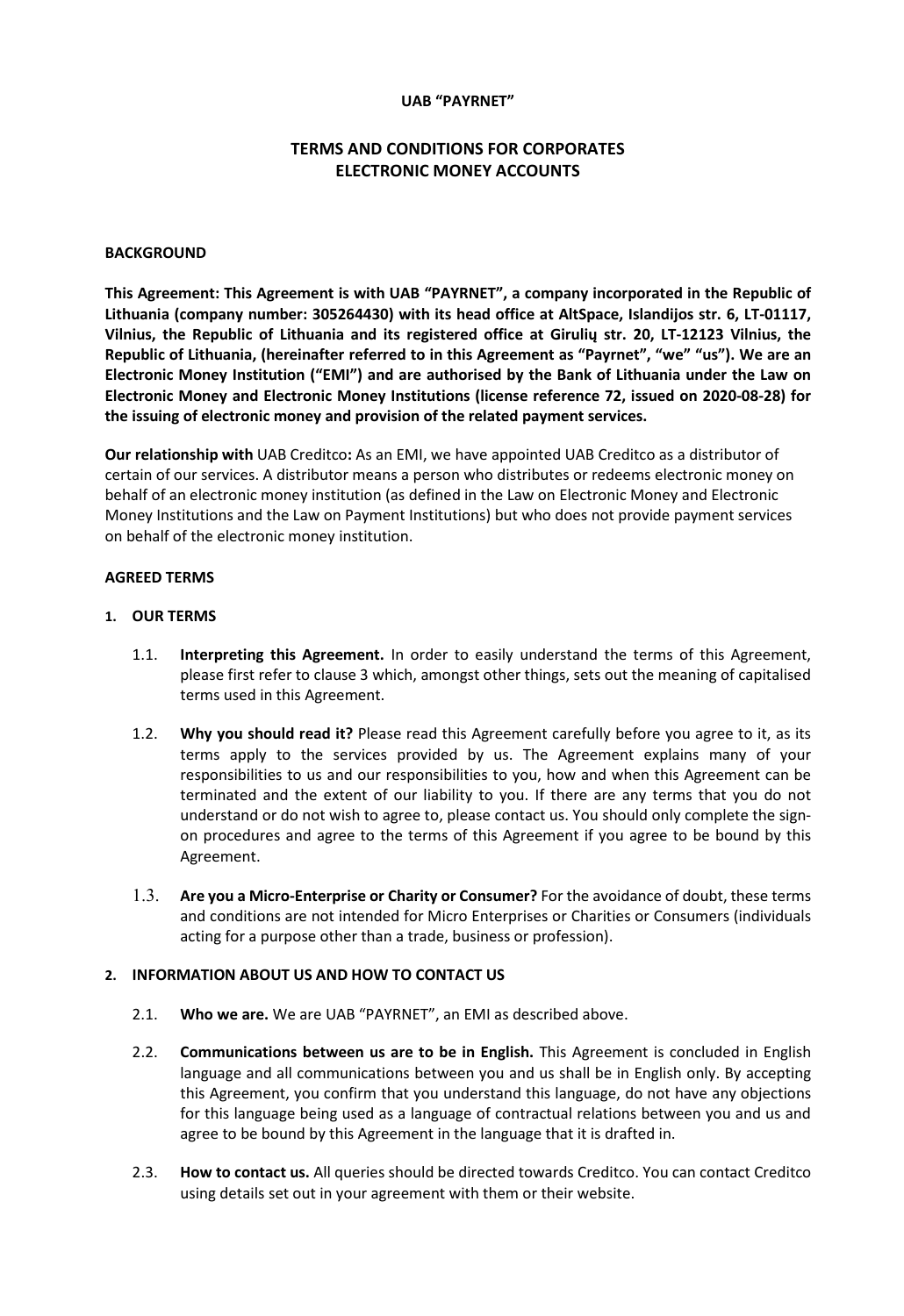**UAB "PAYRNET"**

# TERMS AND CONDITIONS FOR CORPORATES ELECTRONIC MONEY ACCOUNTS

## BACKGROUND

**This Agreement: This Agreement is with UAB "PAYRNET", a company incorporated in the Republic of Lithuania (company number: 305264430) with its head office at AltSpace, Islandijos str. 6, LT-01117, Vilnius, the Republic of Lithuania and its registered office at Girulių str. 20, LT-12123 Vilnius, the Republic of Lithuania, (hereinafter referred to in this Agreement as "Payrnet", "we" "us"). We are an Electronic Money Institution ("EMI") and are authorised by the Bank of Lithuania under the Law on Electronic Money and Electronic Money Institutions (license reference 72, issued on 2020-08-28) for the issuing of electronic money and provision of the related payment services.**

**Our relationship with** UAB Creditco**:** As an EMI, we have appointed UAB Creditco as a distributor of certain of our services. A distributor means a person who distributes or redeems electronic money on behalf of an electronic money institution (as defined in the Law on Electronic Money and Electronic Money Institutions and the Law on Payment Institutions) but who does not provide payment services on behalf of the electronic money institution.

## AGREED TERMS

### 1. OUR TERMS

1.1. **Interpreting this Agreement.** In order to easily understand the terms of this Agreement, please first refer to clause 3 which, amongst other things, sets out the meaning of capitalised terms used in this Agreement.

1.2. **Why you should read it?** Please read this Agreement carefully before you agree to it, as its terms apply to the services provided by us. The Agreement explains many of your responsibilities to us and our responsibilities to you, how and when this Agreement can be terminated and the extent of our liability to you. If there are any terms that you do not understand or do not wish to agree to, please contact us. You should only complete the sign-on procedures and agree to the terms of this Agreement if you agree to be bound by this Agreement.

1.3. **Are you a Micro-Enterprise or Charity or Consumer?** For the avoidance of doubt, these terms and conditions are not intended for Micro Enterprises or Charities or Consumers (individuals acting for a purpose other than a trade, business or profession).

### 2. INFORMATION ABOUT US AND HOW TO CONTACT US

2.1. **Who we are.** We are UAB "PAYRNET", an EMI as described above.

2.2. **Communications between us are to be in English.** This Agreement is concluded in English language and all communications between you and us shall be in English only. By accepting this Agreement, you confirm that you understand this language, do not have any objections for this language being used as a language of contractual relations between you and us and agree to be bound by this Agreement in the language that it is drafted in.

2.3. **How to contact us.** All queries should be directed towards Creditco. You can contact Creditco using details set out in your agreement with them or their website.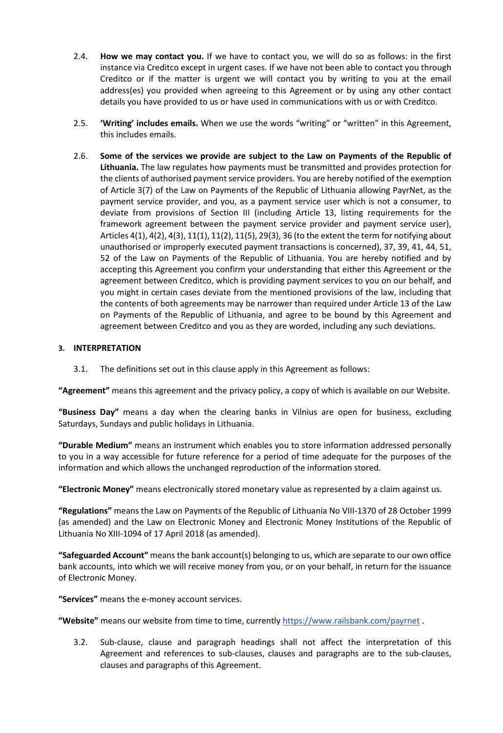2.4. **How we may contact you.** If we have to contact you, we will do so as follows: in the first instance via Creditco except in urgent cases. If we have not been able to contact you through Creditco or if the matter is urgent we will contact you by writing to you at the email address(es) you provided when agreeing to this Agreement or by using any other contact details you have provided to us or have used in communications with us or with Creditco.

2.5. **'Writing' includes emails.** When we use the words "writing" or "written" in this Agreement, this includes emails.

2.6. **Some of the services we provide are subject to the Law on Payments of the Republic of Lithuania.** The law regulates how payments must be transmitted and provides protection for the clients of authorised payment service providers. You are hereby notified of the exemption of Article 3(7) of the Law on Payments of the Republic of Lithuania allowing PayrNet, as the payment service provider, and you, as a payment service user which is not a consumer, to deviate from provisions of Section III (including Article 13, listing requirements for the framework agreement between the payment service provider and payment service user), Articles 4(1), 4(2), 4(3), 11(1), 11(2), 11(5), 29(3), 36 (to the extent the term for notifying about unauthorised or improperly executed payment transactions is concerned), 37, 39, 41, 44, 51, 52 of the Law on Payments of the Republic of Lithuania. You are hereby notified and by accepting this Agreement you confirm your understanding that either this Agreement or the agreement between Creditco, which is providing payment services to you on our behalf, and you might in certain cases deviate from the mentioned provisions of the law, including that the contents of both agreements may be narrower than required under Article 13 of the Law on Payments of the Republic of Lithuania, and agree to be bound by this Agreement and agreement between Creditco and you as they are worded, including any such deviations.

## 3. INTERPRETATION

3.1. The definitions set out in this clause apply in this Agreement as follows:

**"Agreement"** means this agreement and the privacy policy, a copy of which is available on our Website.

**"Business Day"** means a day when the clearing banks in Vilnius are open for business, excluding Saturdays, Sundays and public holidays in Lithuania.

**"Durable Medium"** means an instrument which enables you to store information addressed personally to you in a way accessible for future reference for a period of time adequate for the purposes of the information and which allows the unchanged reproduction of the information stored.

**"Electronic Money"** means electronically stored monetary value as represented by a claim against us.

**"Regulations"** means the Law on Payments of the Republic of Lithuania No VIII-1370 of 28 October 1999 (as amended) and the Law on Electronic Money and Electronic Money Institutions of the Republic of Lithuania No XIII-1094 of 17 April 2018 (as amended).

**"Safeguarded Account"** means the bank account(s) belonging to us, which are separate to our own office bank accounts, into which we will receive money from you, or on your behalf, in return for the issuance of Electronic Money.

**"Services"** means the e-money account services.

**"Website"** means our website from time to time, currently https://www.railsbank.com/payrnet .

3.2. Sub-clause, clause and paragraph headings shall not affect the interpretation of this Agreement and references to sub-clauses, clauses and paragraphs are to the sub-clauses, clauses and paragraphs of this Agreement.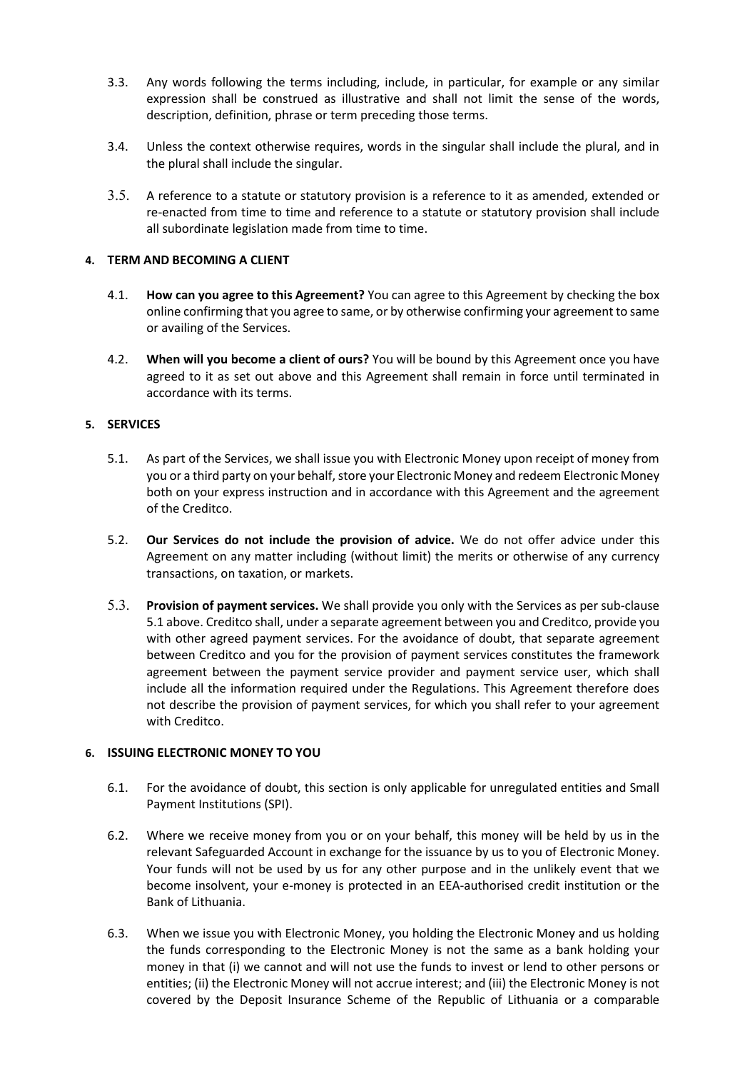3.3. Any words following the terms including, include, in particular, for example or any similar expression shall be construed as illustrative and shall not limit the sense of the words, description, definition, phrase or term preceding those terms.

3.4. Unless the context otherwise requires, words in the singular shall include the plural, and in the plural shall include the singular.

3.5. A reference to a statute or statutory provision is a reference to it as amended, extended or re-enacted from time to time and reference to a statute or statutory provision shall include all subordinate legislation made from time to time.

### 4. TERM AND BECOMING A CLIENT

4.1. **How can you agree to this Agreement?** You can agree to this Agreement by checking the box online confirming that you agree to same, or by otherwise confirming your agreement to same or availing of the Services.

4.2. **When will you become a client of ours?** You will be bound by this Agreement once you have agreed to it as set out above and this Agreement shall remain in force until terminated in accordance with its terms.

### 5. SERVICES

5.1. As part of the Services, we shall issue you with Electronic Money upon receipt of money from you or a third party on your behalf, store your Electronic Money and redeem Electronic Money both on your express instruction and in accordance with this Agreement and the agreement of the Creditco.

5.2. **Our Services do not include the provision of advice.** We do not offer advice under this Agreement on any matter including (without limit) the merits or otherwise of any currency transactions, on taxation, or markets.

5.3. **Provision of payment services.** We shall provide you only with the Services as per sub-clause 5.1 above. Creditco shall, under a separate agreement between you and Creditco, provide you with other agreed payment services. For the avoidance of doubt, that separate agreement between Creditco and you for the provision of payment services constitutes the framework agreement between the payment service provider and payment service user, which shall include all the information required under the Regulations. This Agreement therefore does not describe the provision of payment services, for which you shall refer to your agreement with Creditco.

### 6. ISSUING ELECTRONIC MONEY TO YOU

6.1. For the avoidance of doubt, this section is only applicable for unregulated entities and Small Payment Institutions (SPI).

6.2. Where we receive money from you or on your behalf, this money will be held by us in the relevant Safeguarded Account in exchange for the issuance by us to you of Electronic Money. Your funds will not be used by us for any other purpose and in the unlikely event that we become insolvent, your e-money is protected in an EEA-authorised credit institution or the Bank of Lithuania.

6.3. When we issue you with Electronic Money, you holding the Electronic Money and us holding the funds corresponding to the Electronic Money is not the same as a bank holding your money in that (i) we cannot and will not use the funds to invest or lend to other persons or entities; (ii) the Electronic Money will not accrue interest; and (iii) the Electronic Money is not covered by the Deposit Insurance Scheme of the Republic of Lithuania or a comparable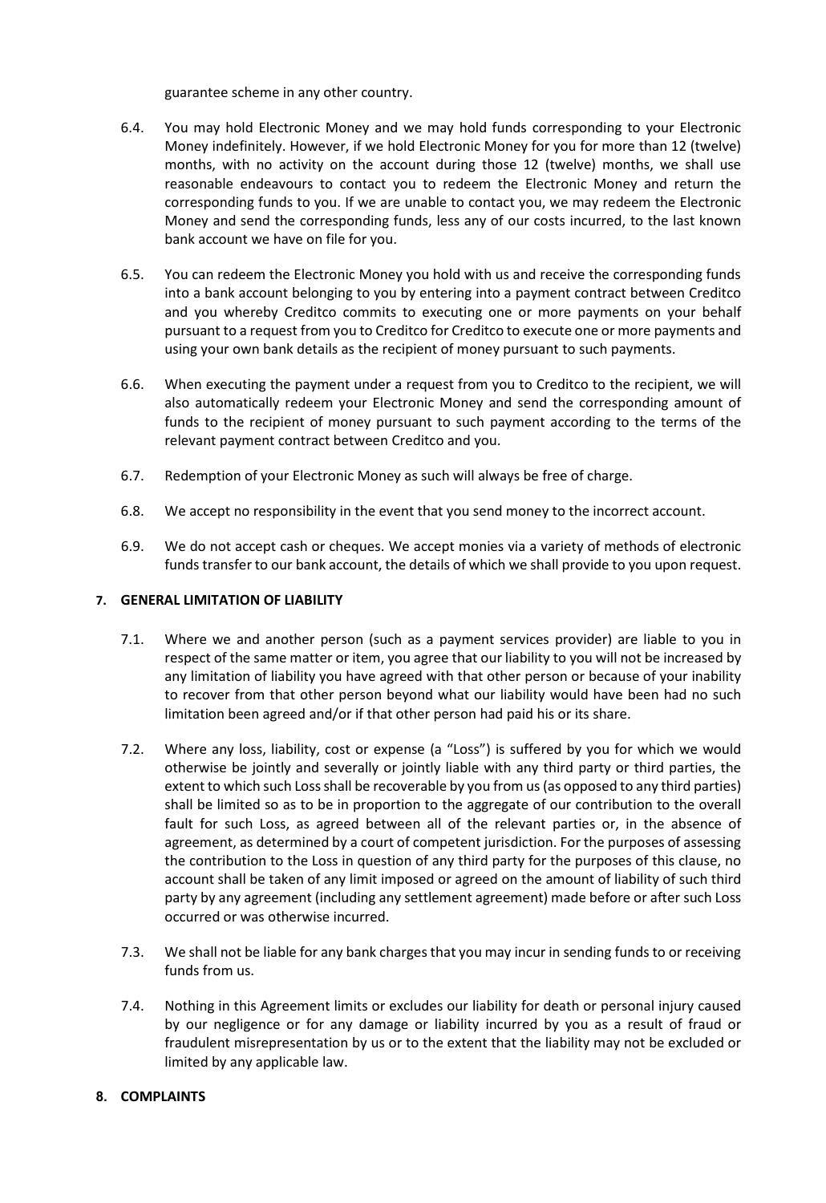guarantee scheme in any other country.

6.4. You may hold Electronic Money and we may hold funds corresponding to your Electronic Money indefinitely. However, if we hold Electronic Money for you for more than 12 (twelve) months, with no activity on the account during those 12 (twelve) months, we shall use reasonable endeavours to contact you to redeem the Electronic Money and return the corresponding funds to you. If we are unable to contact you, we may redeem the Electronic Money and send the corresponding funds, less any of our costs incurred, to the last known bank account we have on file for you.

6.5. You can redeem the Electronic Money you hold with us and receive the corresponding funds into a bank account belonging to you by entering into a payment contract between Creditco and you whereby Creditco commits to executing one or more payments on your behalf pursuant to a request from you to Creditco for Creditco to execute one or more payments and using your own bank details as the recipient of money pursuant to such payments.

6.6. When executing the payment under a request from you to Creditco to the recipient, we will also automatically redeem your Electronic Money and send the corresponding amount of funds to the recipient of money pursuant to such payment according to the terms of the relevant payment contract between Creditco and you.

6.7. Redemption of your Electronic Money as such will always be free of charge.

6.8. We accept no responsibility in the event that you send money to the incorrect account.

6.9. We do not accept cash or cheques. We accept monies via a variety of methods of electronic funds transfer to our bank account, the details of which we shall provide to you upon request.

## 7. GENERAL LIMITATION OF LIABILITY

7.1. Where we and another person (such as a payment services provider) are liable to you in respect of the same matter or item, you agree that our liability to you will not be increased by any limitation of liability you have agreed with that other person or because of your inability to recover from that other person beyond what our liability would have been had no such limitation been agreed and/or if that other person had paid his or its share.

7.2. Where any loss, liability, cost or expense (a "Loss") is suffered by you for which we would otherwise be jointly and severally or jointly liable with any third party or third parties, the extent to which such Loss shall be recoverable by you from us (as opposed to any third parties) shall be limited so as to be in proportion to the aggregate of our contribution to the overall fault for such Loss, as agreed between all of the relevant parties or, in the absence of agreement, as determined by a court of competent jurisdiction. For the purposes of assessing the contribution to the Loss in question of any third party for the purposes of this clause, no account shall be taken of any limit imposed or agreed on the amount of liability of such third party by any agreement (including any settlement agreement) made before or after such Loss occurred or was otherwise incurred.

7.3. We shall not be liable for any bank charges that you may incur in sending funds to or receiving funds from us.

7.4. Nothing in this Agreement limits or excludes our liability for death or personal injury caused by our negligence or for any damage or liability incurred by you as a result of fraud or fraudulent misrepresentation by us or to the extent that the liability may not be excluded or limited by any applicable law.

## 8. COMPLAINTS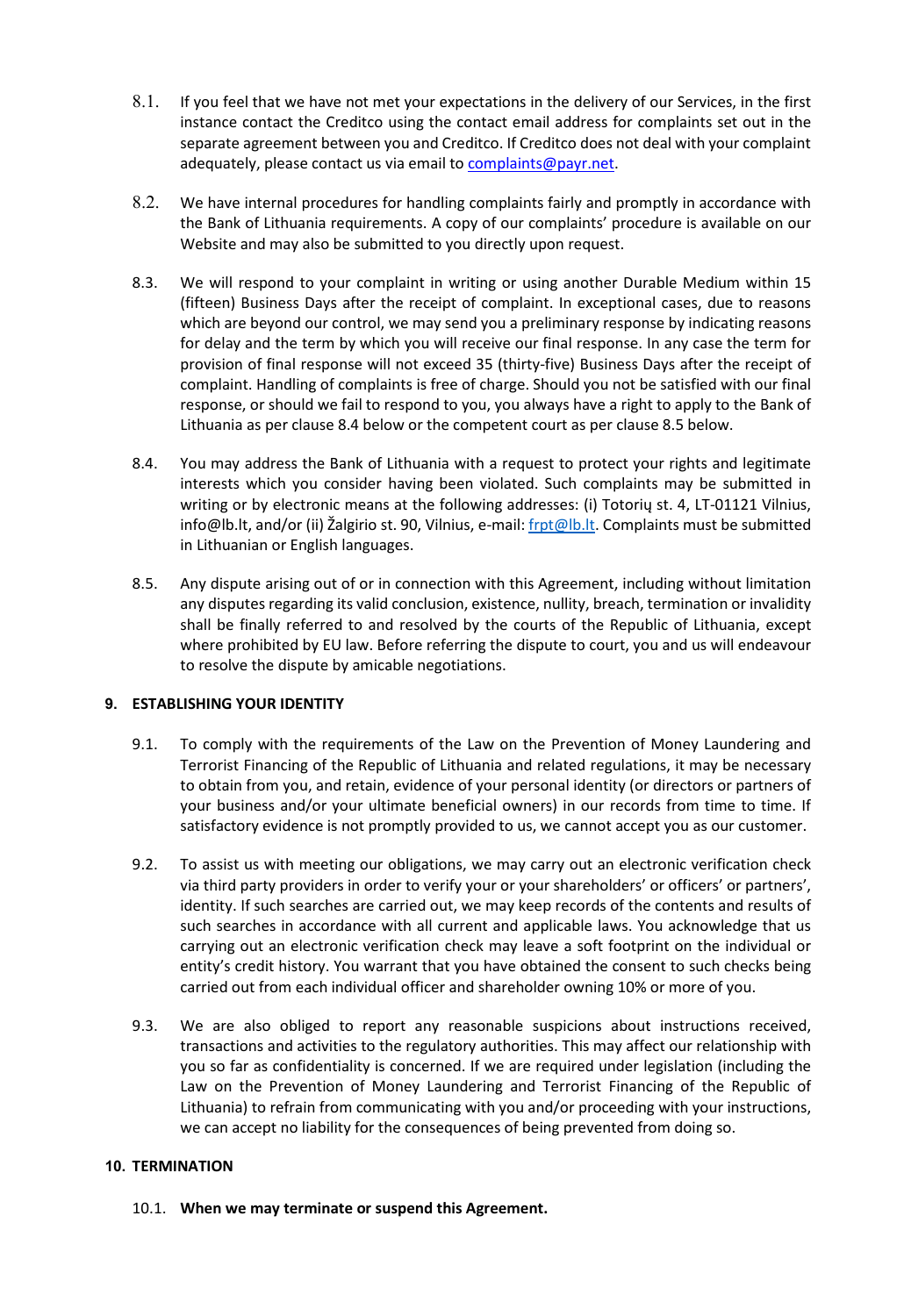8.1. If you feel that we have not met your expectations in the delivery of our Services, in the first instance contact the Creditco using the contact email address for complaints set out in the separate agreement between you and Creditco. If Creditco does not deal with your complaint adequately, please contact us via email to complaints@payr.net.

8.2. We have internal procedures for handling complaints fairly and promptly in accordance with the Bank of Lithuania requirements. A copy of our complaints' procedure is available on our Website and may also be submitted to you directly upon request.

8.3. We will respond to your complaint in writing or using another Durable Medium within 15 (fifteen) Business Days after the receipt of complaint. In exceptional cases, due to reasons which are beyond our control, we may send you a preliminary response by indicating reasons for delay and the term by which you will receive our final response. In any case the term for provision of final response will not exceed 35 (thirty-five) Business Days after the receipt of complaint. Handling of complaints is free of charge. Should you not be satisfied with our final response, or should we fail to respond to you, you always have a right to apply to the Bank of Lithuania as per clause 8.4 below or the competent court as per clause 8.5 below.

8.4. You may address the Bank of Lithuania with a request to protect your rights and legitimate interests which you consider having been violated. Such complaints may be submitted in writing or by electronic means at the following addresses: (i) Totorių st. 4, LT-01121 Vilnius, info@lb.lt, and/or (ii) Žalgirio st. 90, Vilnius, e-mail: frpt@lb.lt. Complaints must be submitted in Lithuanian or English languages.

8.5. Any dispute arising out of or in connection with this Agreement, including without limitation any disputes regarding its valid conclusion, existence, nullity, breach, termination or invalidity shall be finally referred to and resolved by the courts of the Republic of Lithuania, except where prohibited by EU law. Before referring the dispute to court, you and us will endeavour to resolve the dispute by amicable negotiations.

## 9. ESTABLISHING YOUR IDENTITY

9.1. To comply with the requirements of the Law on the Prevention of Money Laundering and Terrorist Financing of the Republic of Lithuania and related regulations, it may be necessary to obtain from you, and retain, evidence of your personal identity (or directors or partners of your business and/or your ultimate beneficial owners) in our records from time to time. If satisfactory evidence is not promptly provided to us, we cannot accept you as our customer.

9.2. To assist us with meeting our obligations, we may carry out an electronic verification check via third party providers in order to verify your or your shareholders' or officers' or partners', identity. If such searches are carried out, we may keep records of the contents and results of such searches in accordance with all current and applicable laws. You acknowledge that us carrying out an electronic verification check may leave a soft footprint on the individual or entity's credit history. You warrant that you have obtained the consent to such checks being carried out from each individual officer and shareholder owning 10% or more of you.

9.3. We are also obliged to report any reasonable suspicions about instructions received, transactions and activities to the regulatory authorities. This may affect our relationship with you so far as confidentiality is concerned. If we are required under legislation (including the Law on the Prevention of Money Laundering and Terrorist Financing of the Republic of Lithuania) to refrain from communicating with you and/or proceeding with your instructions, we can accept no liability for the consequences of being prevented from doing so.

## 10. TERMINATION

10.1. **When we may terminate or suspend this Agreement.**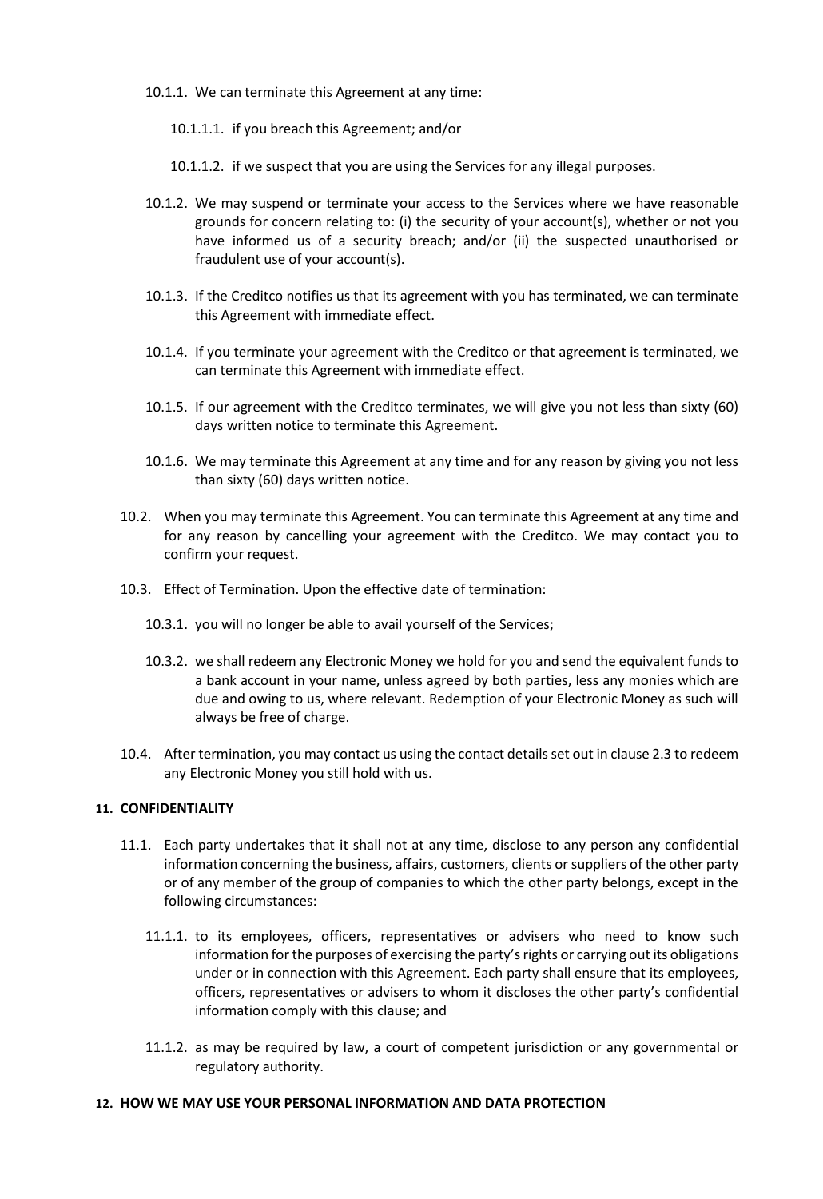10.1.1. We can terminate this Agreement at any time:

10.1.1.1. if you breach this Agreement; and/or

10.1.1.2. if we suspect that you are using the Services for any illegal purposes.

10.1.2. We may suspend or terminate your access to the Services where we have reasonable grounds for concern relating to: (i) the security of your account(s), whether or not you have informed us of a security breach; and/or (ii) the suspected unauthorised or fraudulent use of your account(s).

10.1.3. If the Creditco notifies us that its agreement with you has terminated, we can terminate this Agreement with immediate effect.

10.1.4. If you terminate your agreement with the Creditco or that agreement is terminated, we can terminate this Agreement with immediate effect.

10.1.5. If our agreement with the Creditco terminates, we will give you not less than sixty (60) days written notice to terminate this Agreement.

10.1.6. We may terminate this Agreement at any time and for any reason by giving you not less than sixty (60) days written notice.

10.2. When you may terminate this Agreement. You can terminate this Agreement at any time and for any reason by cancelling your agreement with the Creditco. We may contact you to confirm your request.

10.3. Effect of Termination. Upon the effective date of termination:

10.3.1. you will no longer be able to avail yourself of the Services;

10.3.2. we shall redeem any Electronic Money we hold for you and send the equivalent funds to a bank account in your name, unless agreed by both parties, less any monies which are due and owing to us, where relevant. Redemption of your Electronic Money as such will always be free of charge.

10.4. After termination, you may contact us using the contact details set out in clause 2.3 to redeem any Electronic Money you still hold with us.

## 11. CONFIDENTIALITY

11.1. Each party undertakes that it shall not at any time, disclose to any person any confidential information concerning the business, affairs, customers, clients or suppliers of the other party or of any member of the group of companies to which the other party belongs, except in the following circumstances:

11.1.1. to its employees, officers, representatives or advisers who need to know such information for the purposes of exercising the party's rights or carrying out its obligations under or in connection with this Agreement. Each party shall ensure that its employees, officers, representatives or advisers to whom it discloses the other party's confidential information comply with this clause; and

11.1.2. as may be required by law, a court of competent jurisdiction or any governmental or regulatory authority.

## 12. HOW WE MAY USE YOUR PERSONAL INFORMATION AND DATA PROTECTION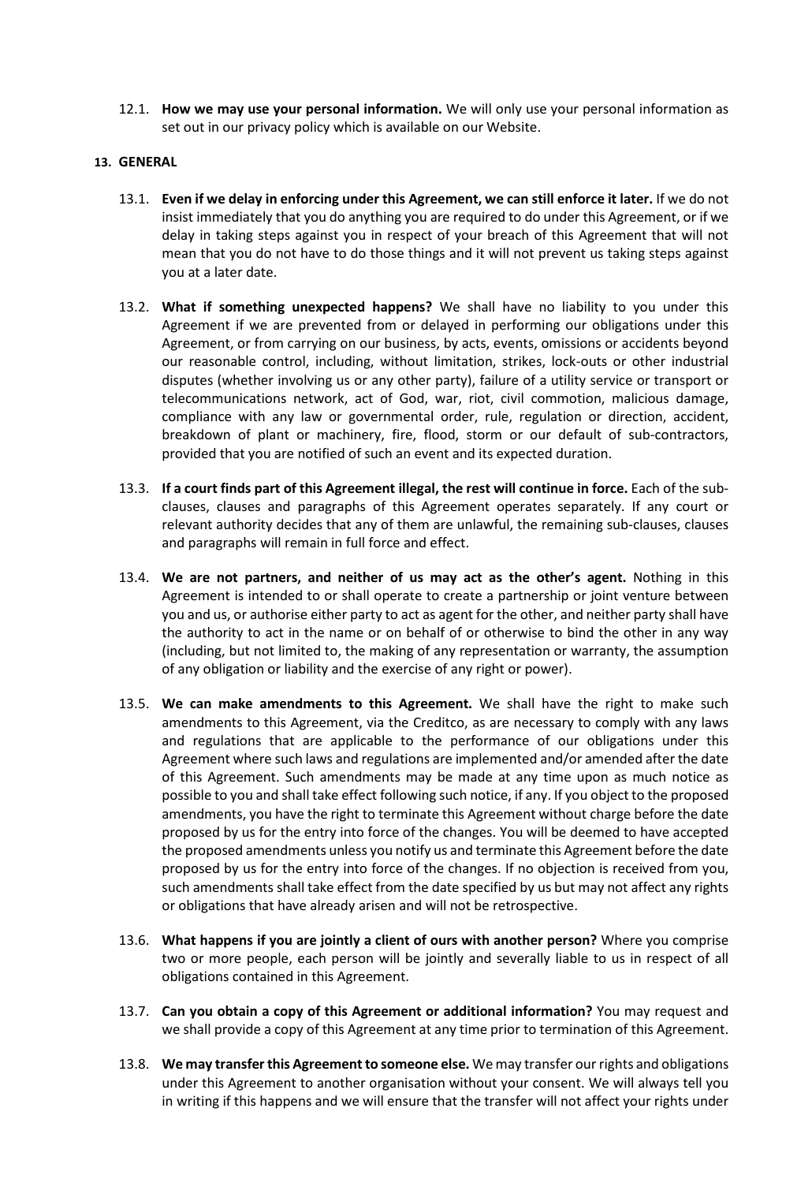12.1. **How we may use your personal information.** We will only use your personal information as set out in our privacy policy which is available on our Website.

**13. GENERAL**

13.1. **Even if we delay in enforcing under this Agreement, we can still enforce it later.** If we do not insist immediately that you do anything you are required to do under this Agreement, or if we delay in taking steps against you in respect of your breach of this Agreement that will not mean that you do not have to do those things and it will not prevent us taking steps against you at a later date.

13.2. **What if something unexpected happens?** We shall have no liability to you under this Agreement if we are prevented from or delayed in performing our obligations under this Agreement, or from carrying on our business, by acts, events, omissions or accidents beyond our reasonable control, including, without limitation, strikes, lock-outs or other industrial disputes (whether involving us or any other party), failure of a utility service or transport or telecommunications network, act of God, war, riot, civil commotion, malicious damage, compliance with any law or governmental order, rule, regulation or direction, accident, breakdown of plant or machinery, fire, flood, storm or our default of sub-contractors, provided that you are notified of such an event and its expected duration.

13.3. **If a court finds part of this Agreement illegal, the rest will continue in force.** Each of the sub-clauses, clauses and paragraphs of this Agreement operates separately. If any court or relevant authority decides that any of them are unlawful, the remaining sub-clauses, clauses and paragraphs will remain in full force and effect.

13.4. **We are not partners, and neither of us may act as the other's agent.** Nothing in this Agreement is intended to or shall operate to create a partnership or joint venture between you and us, or authorise either party to act as agent for the other, and neither party shall have the authority to act in the name or on behalf of or otherwise to bind the other in any way (including, but not limited to, the making of any representation or warranty, the assumption of any obligation or liability and the exercise of any right or power).

13.5. **We can make amendments to this Agreement.** We shall have the right to make such amendments to this Agreement, via the Creditco, as are necessary to comply with any laws and regulations that are applicable to the performance of our obligations under this Agreement where such laws and regulations are implemented and/or amended after the date of this Agreement. Such amendments may be made at any time upon as much notice as possible to you and shall take effect following such notice, if any. If you object to the proposed amendments, you have the right to terminate this Agreement without charge before the date proposed by us for the entry into force of the changes. You will be deemed to have accepted the proposed amendments unless you notify us and terminate this Agreement before the date proposed by us for the entry into force of the changes. If no objection is received from you, such amendments shall take effect from the date specified by us but may not affect any rights or obligations that have already arisen and will not be retrospective.

13.6. **What happens if you are jointly a client of ours with another person?** Where you comprise two or more people, each person will be jointly and severally liable to us in respect of all obligations contained in this Agreement.

13.7. **Can you obtain a copy of this Agreement or additional information?** You may request and we shall provide a copy of this Agreement at any time prior to termination of this Agreement.

13.8. **We may transfer this Agreement to someone else.** We may transfer our rights and obligations under this Agreement to another organisation without your consent. We will always tell you in writing if this happens and we will ensure that the transfer will not affect your rights under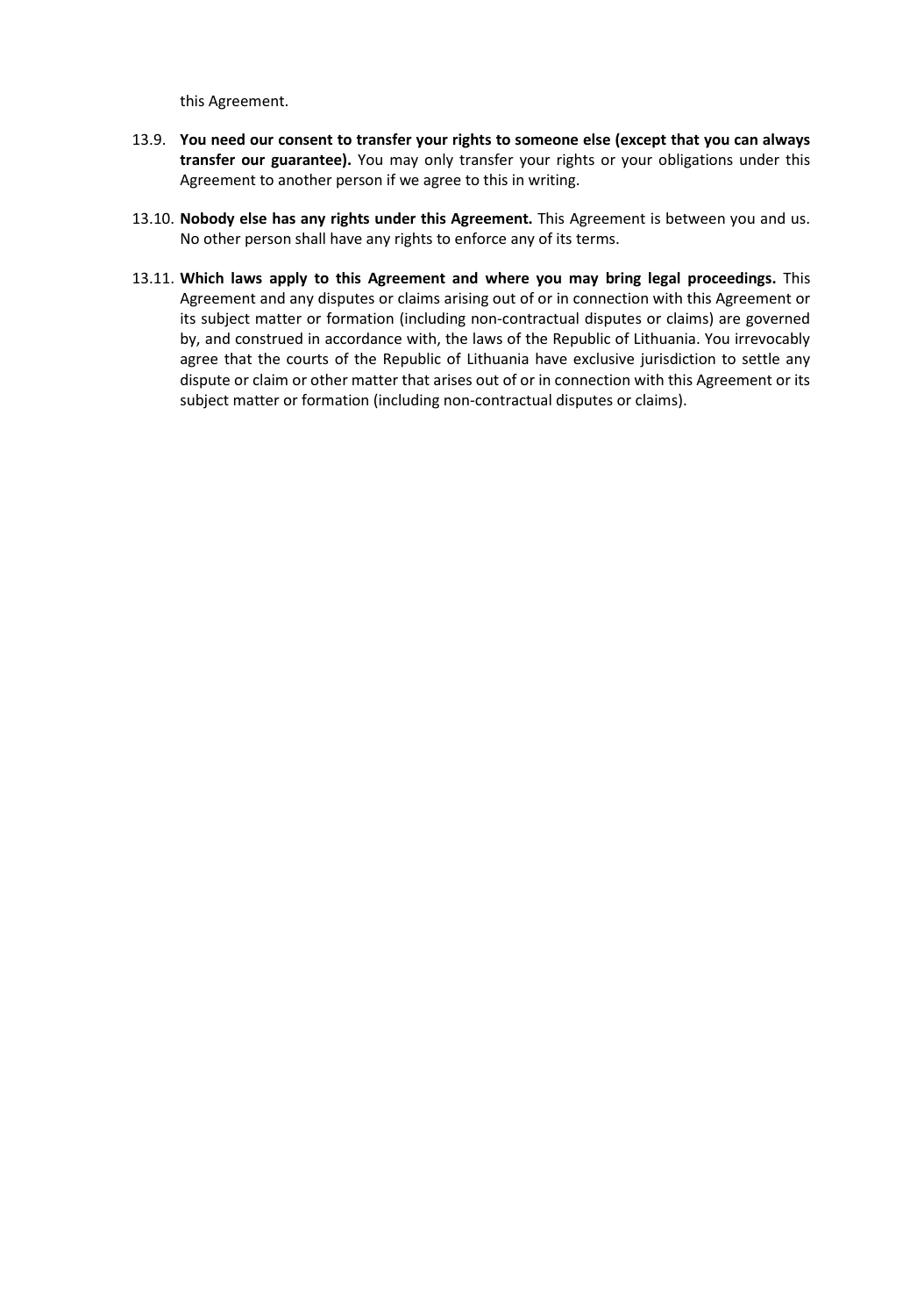this Agreement.

13.9. **You need our consent to transfer your rights to someone else (except that you can always transfer our guarantee).** You may only transfer your rights or your obligations under this Agreement to another person if we agree to this in writing.

13.10. **Nobody else has any rights under this Agreement.** This Agreement is between you and us. No other person shall have any rights to enforce any of its terms.

13.11. **Which laws apply to this Agreement and where you may bring legal proceedings.** This Agreement and any disputes or claims arising out of or in connection with this Agreement or its subject matter or formation (including non-contractual disputes or claims) are governed by, and construed in accordance with, the laws of the Republic of Lithuania. You irrevocably agree that the courts of the Republic of Lithuania have exclusive jurisdiction to settle any dispute or claim or other matter that arises out of or in connection with this Agreement or its subject matter or formation (including non-contractual disputes or claims).